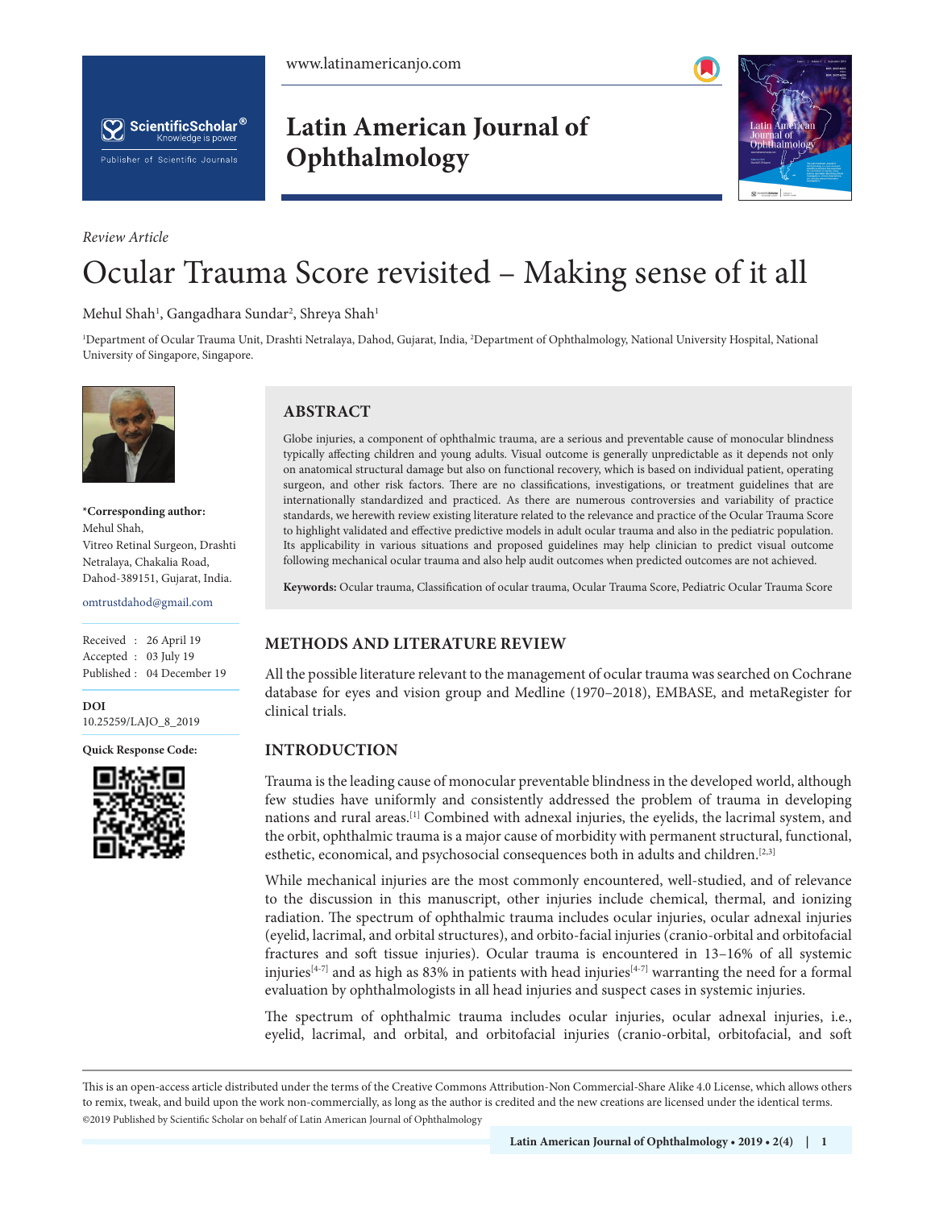*Review Article*

# Ocular Trauma Score revisited – Making sense of it all

Mehul Shah[1], Gangadhara Sundar[2], Shreya Shah[1]

[1]Department of Ocular Trauma Unit, Drashti Netralaya, Dahod, Gujarat, India, [2]Department of Ophthalmology, National University Hospital, National University of Singapore, Singapore.

**\*Corresponding author:**
Mehul Shah,
Vitreo Retinal Surgeon, Drashti Netralaya, Chakalia Road, Dahod-389151, Gujarat, India.

omtrustdahod@gmail.com

Received : 26 April 19
Accepted : 03 July 19
Published : 04 December 19

**DOI**
10.25259/LAJO_8_2019

**Quick Response Code:**

## ABSTRACT

Globe injuries, a component of ophthalmic trauma, are a serious and preventable cause of monocular blindness typically affecting children and young adults. Visual outcome is generally unpredictable as it depends not only on anatomical structural damage but also on functional recovery, which is based on individual patient, operating surgeon, and other risk factors. There are no classifications, investigations, or treatment guidelines that are internationally standardized and practiced. As there are numerous controversies and variability of practice standards, we herewith review existing literature related to the relevance and practice of the Ocular Trauma Score to highlight validated and effective predictive models in adult ocular trauma and also in the pediatric population. Its applicability in various situations and proposed guidelines may help clinician to predict visual outcome following mechanical ocular trauma and also help audit outcomes when predicted outcomes are not achieved.

**Keywords:** Ocular trauma, Classification of ocular trauma, Ocular Trauma Score, Pediatric Ocular Trauma Score

## METHODS AND LITERATURE REVIEW

All the possible literature relevant to the management of ocular trauma was searched on Cochrane database for eyes and vision group and Medline (1970–2018), EMBASE, and metaRegister for clinical trials.

## INTRODUCTION

Trauma is the leading cause of monocular preventable blindness in the developed world, although few studies have uniformly and consistently addressed the problem of trauma in developing nations and rural areas.[1] Combined with adnexal injuries, the eyelids, the lacrimal system, and the orbit, ophthalmic trauma is a major cause of morbidity with permanent structural, functional, esthetic, economical, and psychosocial consequences both in adults and children.[2,3]

While mechanical injuries are the most commonly encountered, well-studied, and of relevance to the discussion in this manuscript, other injuries include chemical, thermal, and ionizing radiation. The spectrum of ophthalmic trauma includes ocular injuries, ocular adnexal injuries (eyelid, lacrimal, and orbital structures), and orbito-facial injuries (cranio-orbital and orbitofacial fractures and soft tissue injuries). Ocular trauma is encountered in 13–16% of all systemic injuries[4-7] and as high as 83% in patients with head injuries[4-7] warranting the need for a formal evaluation by ophthalmologists in all head injuries and suspect cases in systemic injuries.

The spectrum of ophthalmic trauma includes ocular injuries, ocular adnexal injuries, i.e., eyelid, lacrimal, and orbital, and orbitofacial injuries (cranio-orbital, orbitofacial, and soft

This is an open-access article distributed under the terms of the Creative Commons Attribution-Non Commercial-Share Alike 4.0 License, which allows others to remix, tweak, and build upon the work non-commercially, as long as the author is credited and the new creations are licensed under the identical terms.
©2019 Published by Scientific Scholar on behalf of Latin American Journal of Ophthalmology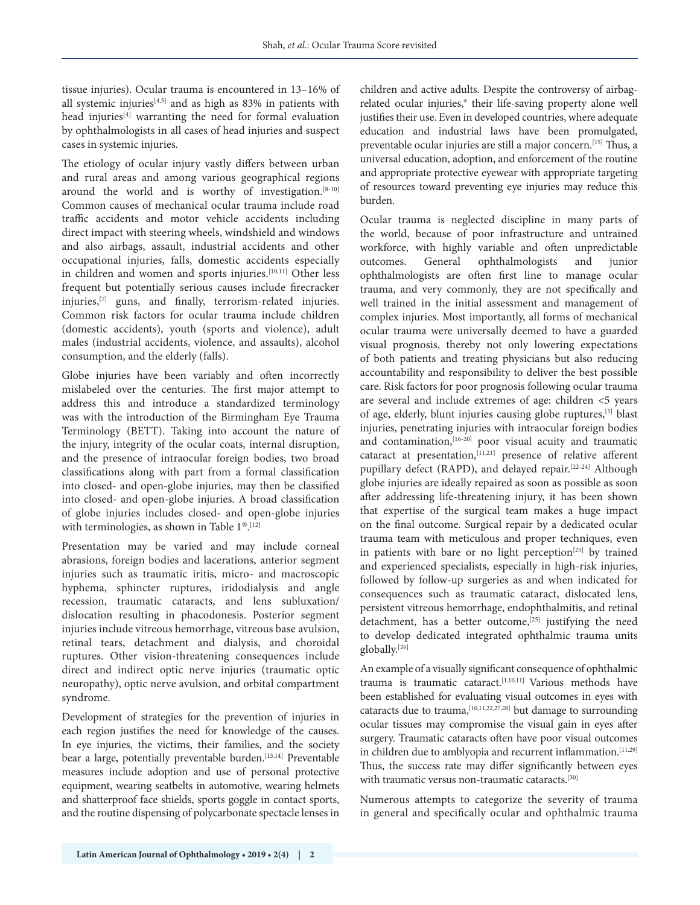tissue injuries). Ocular trauma is encountered in 13–16% of all systemic injuries[4,5] and as high as 83% in patients with head injuries[4] warranting the need for formal evaluation by ophthalmologists in all cases of head injuries and suspect cases in systemic injuries.

The etiology of ocular injury vastly differs between urban and rural areas and among various geographical regions around the world and is worthy of investigation.[8-10] Common causes of mechanical ocular trauma include road traffic accidents and motor vehicle accidents including direct impact with steering wheels, windshield and windows and also airbags, assault, industrial accidents and other occupational injuries, falls, domestic accidents especially in children and women and sports injuries.[10,11] Other less frequent but potentially serious causes include firecracker injuries,[7] guns, and finally, terrorism-related injuries. Common risk factors for ocular trauma include children (domestic accidents), youth (sports and violence), adult males (industrial accidents, violence, and assaults), alcohol consumption, and the elderly (falls).

Globe injuries have been variably and often incorrectly mislabeled over the centuries. The first major attempt to address this and introduce a standardized terminology was with the introduction of the Birmingham Eye Trauma Terminology (BETT). Taking into account the nature of the injury, integrity of the ocular coats, internal disruption, and the presence of intraocular foreign bodies, two broad classifications along with part from a formal classification into closed- and open-globe injuries, may then be classified into closed- and open-globe injuries. A broad classification of globe injuries includes closed- and open-globe injuries with terminologies, as shown in Table 1®.[12]

Presentation may be varied and may include corneal abrasions, foreign bodies and lacerations, anterior segment injuries such as traumatic iritis, micro- and macroscopic hyphema, sphincter ruptures, iridodialysis and angle recession, traumatic cataracts, and lens subluxation/dislocation resulting in phacodonesis. Posterior segment injuries include vitreous hemorrhage, vitreous base avulsion, retinal tears, detachment and dialysis, and choroidal ruptures. Other vision-threatening consequences include direct and indirect optic nerve injuries (traumatic optic neuropathy), optic nerve avulsion, and orbital compartment syndrome.

Development of strategies for the prevention of injuries in each region justifies the need for knowledge of the causes. In eye injuries, the victims, their families, and the society bear a large, potentially preventable burden.[13,14] Preventable measures include adoption and use of personal protective equipment, wearing seatbelts in automotive, wearing helmets and shatterproof face shields, sports goggle in contact sports, and the routine dispensing of polycarbonate spectacle lenses in children and active adults. Despite the controversy of airbag-related ocular injuries,® their life-saving property alone well justifies their use. Even in developed countries, where adequate education and industrial laws have been promulgated, preventable ocular injuries are still a major concern.[15] Thus, a universal education, adoption, and enforcement of the routine and appropriate protective eyewear with appropriate targeting of resources toward preventing eye injuries may reduce this burden.

Ocular trauma is neglected discipline in many parts of the world, because of poor infrastructure and untrained workforce, with highly variable and often unpredictable outcomes. General ophthalmologists and junior ophthalmologists are often first line to manage ocular trauma, and very commonly, they are not specifically and well trained in the initial assessment and management of complex injuries. Most importantly, all forms of mechanical ocular trauma were universally deemed to have a guarded visual prognosis, thereby not only lowering expectations of both patients and treating physicians but also reducing accountability and responsibility to deliver the best possible care. Risk factors for poor prognosis following ocular trauma are several and include extremes of age: children <5 years of age, elderly, blunt injuries causing globe ruptures,[3] blast injuries, penetrating injuries with intraocular foreign bodies and contamination,[16-20] poor visual acuity and traumatic cataract at presentation,[11,21] presence of relative afferent pupillary defect (RAPD), and delayed repair.[22-24] Although globe injuries are ideally repaired as soon as possible as soon after addressing life-threatening injury, it has been shown that expertise of the surgical team makes a huge impact on the final outcome. Surgical repair by a dedicated ocular trauma team with meticulous and proper techniques, even in patients with bare or no light perception[25] by trained and experienced specialists, especially in high-risk injuries, followed by follow-up surgeries as and when indicated for consequences such as traumatic cataract, dislocated lens, persistent vitreous hemorrhage, endophthalmitis, and retinal detachment, has a better outcome,[25] justifying the need to develop dedicated integrated ophthalmic trauma units globally.[26]

An example of a visually significant consequence of ophthalmic trauma is traumatic cataract.[1,10,11] Various methods have been established for evaluating visual outcomes in eyes with cataracts due to trauma,[10,11,22,27,28] but damage to surrounding ocular tissues may compromise the visual gain in eyes after surgery. Traumatic cataracts often have poor visual outcomes in children due to amblyopia and recurrent inflammation.[11,29] Thus, the success rate may differ significantly between eyes with traumatic versus non-traumatic cataracts.[30]

Numerous attempts to categorize the severity of trauma in general and specifically ocular and ophthalmic trauma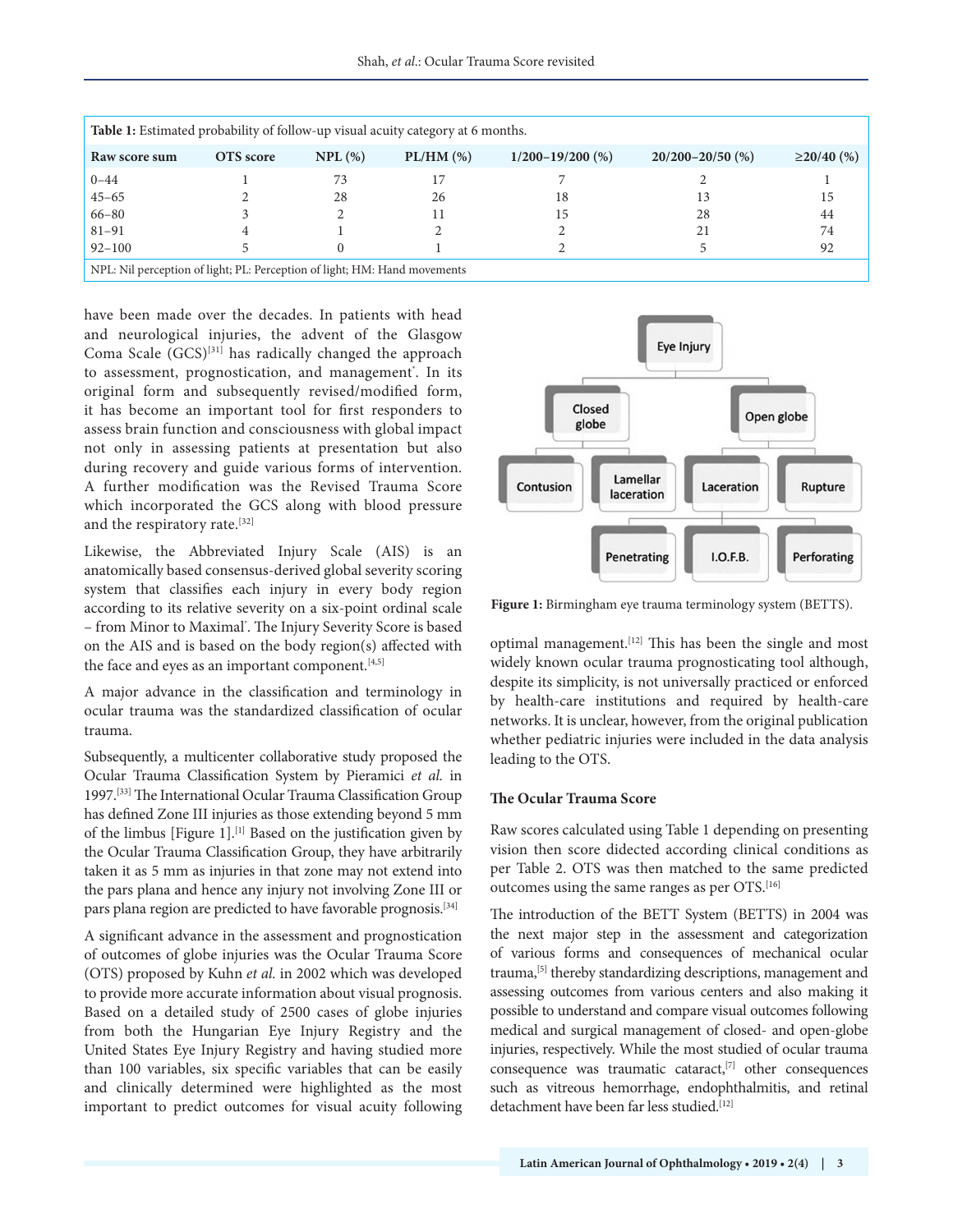**Table 1:** Estimated probability of follow-up visual acuity category at 6 months.

| Raw score sum | OTS score | NPL (%) | PL/HM (%) | 1/200–19/200 (%) | 20/200–20/50 (%) | ≥20/40 (%) |
|---|---|---|---|---|---|---|
| 0–44 | 1 | 73 | 17 | 7 | 2 | 1 |
| 45–65 | 2 | 28 | 26 | 18 | 13 | 15 |
| 66–80 | 3 | 2 | 11 | 15 | 28 | 44 |
| 81–91 | 4 | 1 | 2 | 2 | 21 | 74 |
| 92–100 | 5 | 0 | 1 | 2 | 5 | 92 |

NPL: Nil perception of light; PL: Perception of light; HM: Hand movements

have been made over the decades. In patients with head and neurological injuries, the advent of the Glasgow Coma Scale (GCS)[31] has radically changed the approach to assessment, prognostication, and management*. In its original form and subsequently revised/modified form, it has become an important tool for first responders to assess brain function and consciousness with global impact not only in assessing patients at presentation but also during recovery and guide various forms of intervention. A further modification was the Revised Trauma Score which incorporated the GCS along with blood pressure and the respiratory rate.[32]

Likewise, the Abbreviated Injury Scale (AIS) is an anatomically based consensus-derived global severity scoring system that classifies each injury in every body region according to its relative severity on a six-point ordinal scale – from Minor to Maximal*. The Injury Severity Score is based on the AIS and is based on the body region(s) affected with the face and eyes as an important component.[4,5]

A major advance in the classification and terminology in ocular trauma was the standardized classification of ocular trauma.

Subsequently, a multicenter collaborative study proposed the Ocular Trauma Classification System by Pieramici *et al.* in 1997.[33] The International Ocular Trauma Classification Group has defined Zone III injuries as those extending beyond 5 mm of the limbus [Figure 1].[1] Based on the justification given by the Ocular Trauma Classification Group, they have arbitrarily taken it as 5 mm as injuries in that zone may not extend into the pars plana and hence any injury not involving Zone III or pars plana region are predicted to have favorable prognosis.[34]

A significant advance in the assessment and prognostication of outcomes of globe injuries was the Ocular Trauma Score (OTS) proposed by Kuhn *et al.* in 2002 which was developed to provide more accurate information about visual prognosis. Based on a detailed study of 2500 cases of globe injuries from both the Hungarian Eye Injury Registry and the United States Eye Injury Registry and having studied more than 100 variables, six specific variables that can be easily and clinically determined were highlighted as the most important to predict outcomes for visual acuity following optimal management.[12] This has been the single and most widely known ocular trauma prognosticating tool although, despite its simplicity, is not universally practiced or enforced by health-care institutions and required by health-care networks. It is unclear, however, from the original publication whether pediatric injuries were included in the data analysis leading to the OTS.

**Figure 1:** Birmingham eye trauma terminology system (BETTS).

### The Ocular Trauma Score

Raw scores calculated using Table 1 depending on presenting vision then score didected according clinical conditions as per Table 2. OTS was then matched to the same predicted outcomes using the same ranges as per OTS.[16]

The introduction of the BETT System (BETTS) in 2004 was the next major step in the assessment and categorization of various forms and consequences of mechanical ocular trauma,[5] thereby standardizing descriptions, management and assessing outcomes from various centers and also making it possible to understand and compare visual outcomes following medical and surgical management of closed- and open-globe injuries, respectively. While the most studied of ocular trauma consequence was traumatic cataract,[7] other consequences such as vitreous hemorrhage, endophthalmitis, and retinal detachment have been far less studied.[12]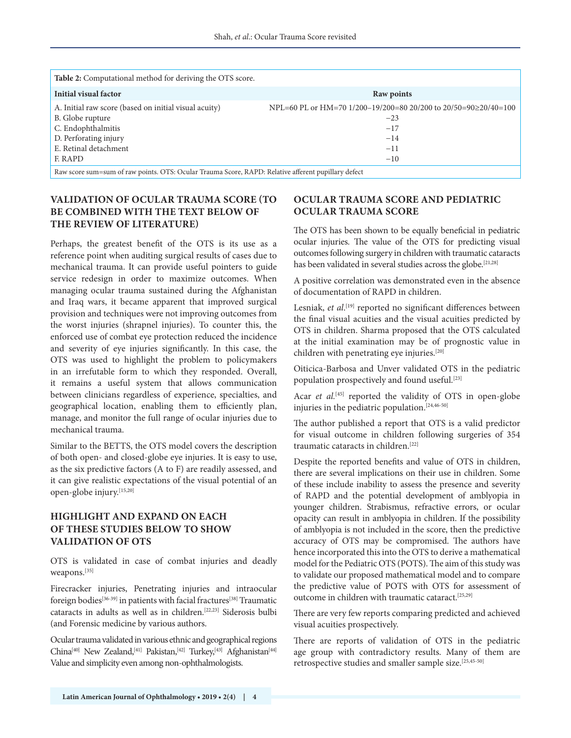**Table 2:** Computational method for deriving the OTS score.

| Initial visual factor | Raw points |
|---|---|
| A. Initial raw score (based on initial visual acuity) | NPL=60 PL or HM=70 1/200–19/200=80 20/200 to 20/50=90≥20/40=100 |
| B. Globe rupture | −23 |
| C. Endophthalmitis | −17 |
| D. Perforating injury | −14 |
| E. Retinal detachment | −11 |
| F. RAPD | −10 |

Raw score sum=sum of raw points. OTS: Ocular Trauma Score, RAPD: Relative afferent pupillary defect

## VALIDATION OF OCULAR TRAUMA SCORE (TO BE COMBINED WITH THE TEXT BELOW OF THE REVIEW OF LITERATURE)

Perhaps, the greatest benefit of the OTS is its use as a reference point when auditing surgical results of cases due to mechanical trauma. It can provide useful pointers to guide service redesign in order to maximize outcomes. When managing ocular trauma sustained during the Afghanistan and Iraq wars, it became apparent that improved surgical provision and techniques were not improving outcomes from the worst injuries (shrapnel injuries). To counter this, the enforced use of combat eye protection reduced the incidence and severity of eye injuries significantly. In this case, the OTS was used to highlight the problem to policymakers in an irrefutable form to which they responded. Overall, it remains a useful system that allows communication between clinicians regardless of experience, specialties, and geographical location, enabling them to efficiently plan, manage, and monitor the full range of ocular injuries due to mechanical trauma.

Similar to the BETTS, the OTS model covers the description of both open- and closed-globe eye injuries. It is easy to use, as the six predictive factors (A to F) are readily assessed, and it can give realistic expectations of the visual potential of an open-globe injury.[15,20]

## HIGHLIGHT AND EXPAND ON EACH OF THESE STUDIES BELOW TO SHOW VALIDATION OF OTS

OTS is validated in case of combat injuries and deadly weapons.[35]

Firecracker injuries, Penetrating injuries and intraocular foreign bodies[36-39] in patients with facial fractures[38] Traumatic cataracts in adults as well as in children.[22,23] Siderosis bulbi (and Forensic medicine by various authors.

Ocular trauma validated in various ethnic and geographical regions China[40] New Zealand,[41] Pakistan,[42] Turkey,[43] Afghanistan[44] Value and simplicity even among non-ophthalmologists.

## OCULAR TRAUMA SCORE AND PEDIATRIC OCULAR TRAUMA SCORE

The OTS has been shown to be equally beneficial in pediatric ocular injuries. The value of the OTS for predicting visual outcomes following surgery in children with traumatic cataracts has been validated in several studies across the globe.[21,28]

A positive correlation was demonstrated even in the absence of documentation of RAPD in children.

Lesniak, *et al*.[19] reported no significant differences between the final visual acuities and the visual acuities predicted by OTS in children. Sharma proposed that the OTS calculated at the initial examination may be of prognostic value in children with penetrating eye injuries.[20]

Oiticica-Barbosa and Unver validated OTS in the pediatric population prospectively and found useful.[23]

Acar *et al*.[45] reported the validity of OTS in open-globe injuries in the pediatric population.[24,46-50]

The author published a report that OTS is a valid predictor for visual outcome in children following surgeries of 354 traumatic cataracts in children.[22]

Despite the reported benefits and value of OTS in children, there are several implications on their use in children. Some of these include inability to assess the presence and severity of RAPD and the potential development of amblyopia in younger children. Strabismus, refractive errors, or ocular opacity can result in amblyopia in children. If the possibility of amblyopia is not included in the score, then the predictive accuracy of OTS may be compromised. The authors have hence incorporated this into the OTS to derive a mathematical model for the Pediatric OTS (POTS). The aim of this study was to validate our proposed mathematical model and to compare the predictive value of POTS with OTS for assessment of outcome in children with traumatic cataract.[25,29]

There are very few reports comparing predicted and achieved visual acuities prospectively.

There are reports of validation of OTS in the pediatric age group with contradictory results. Many of them are retrospective studies and smaller sample size.[25,45-50]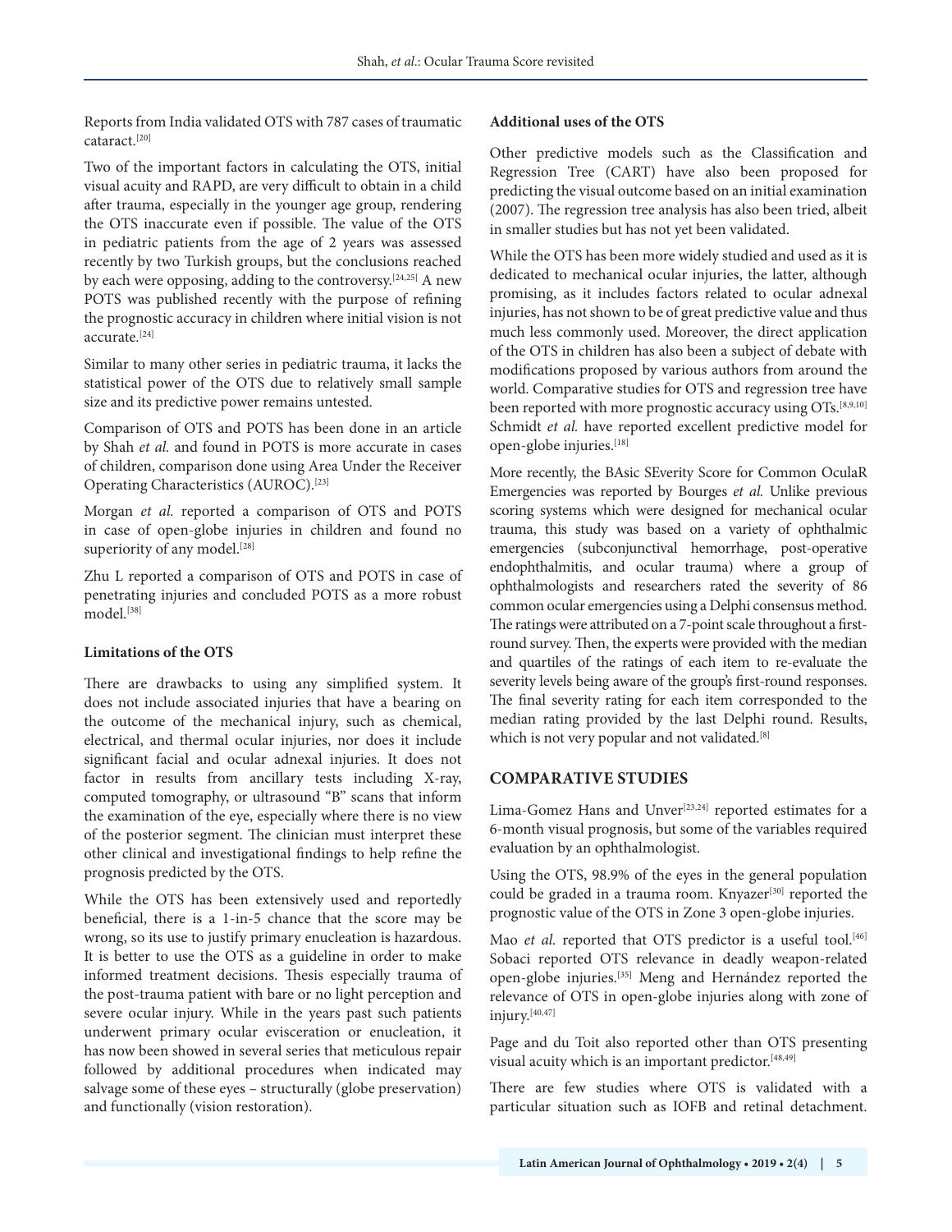Reports from India validated OTS with 787 cases of traumatic cataract.[20]

Two of the important factors in calculating the OTS, initial visual acuity and RAPD, are very difficult to obtain in a child after trauma, especially in the younger age group, rendering the OTS inaccurate even if possible. The value of the OTS in pediatric patients from the age of 2 years was assessed recently by two Turkish groups, but the conclusions reached by each were opposing, adding to the controversy.[24,25] A new POTS was published recently with the purpose of refining the prognostic accuracy in children where initial vision is not accurate.[24]

Similar to many other series in pediatric trauma, it lacks the statistical power of the OTS due to relatively small sample size and its predictive power remains untested.

Comparison of OTS and POTS has been done in an article by Shah *et al.* and found in POTS is more accurate in cases of children, comparison done using Area Under the Receiver Operating Characteristics (AUROC).[23]

Morgan *et al.* reported a comparison of OTS and POTS in case of open-globe injuries in children and found no superiority of any model.[28]

Zhu L reported a comparison of OTS and POTS in case of penetrating injuries and concluded POTS as a more robust model.[38]

**Limitations of the OTS**

There are drawbacks to using any simplified system. It does not include associated injuries that have a bearing on the outcome of the mechanical injury, such as chemical, electrical, and thermal ocular injuries, nor does it include significant facial and ocular adnexal injuries. It does not factor in results from ancillary tests including X-ray, computed tomography, or ultrasound "B" scans that inform the examination of the eye, especially where there is no view of the posterior segment. The clinician must interpret these other clinical and investigational findings to help refine the prognosis predicted by the OTS.

While the OTS has been extensively used and reportedly beneficial, there is a 1-in-5 chance that the score may be wrong, so its use to justify primary enucleation is hazardous. It is better to use the OTS as a guideline in order to make informed treatment decisions. Thesis especially trauma of the post-trauma patient with bare or no light perception and severe ocular injury. While in the years past such patients underwent primary ocular evisceration or enucleation, it has now been showed in several series that meticulous repair followed by additional procedures when indicated may salvage some of these eyes – structurally (globe preservation) and functionally (vision restoration).

**Additional uses of the OTS**

Other predictive models such as the Classification and Regression Tree (CART) have also been proposed for predicting the visual outcome based on an initial examination (2007). The regression tree analysis has also been tried, albeit in smaller studies but has not yet been validated.

While the OTS has been more widely studied and used as it is dedicated to mechanical ocular injuries, the latter, although promising, as it includes factors related to ocular adnexal injuries, has not shown to be of great predictive value and thus much less commonly used. Moreover, the direct application of the OTS in children has also been a subject of debate with modifications proposed by various authors from around the world. Comparative studies for OTS and regression tree have been reported with more prognostic accuracy using OTs.[8,9,10] Schmidt *et al.* have reported excellent predictive model for open-globe injuries.[18]

More recently, the BAsic SEverity Score for Common OculaR Emergencies was reported by Bourges *et al.* Unlike previous scoring systems which were designed for mechanical ocular trauma, this study was based on a variety of ophthalmic emergencies (subconjunctival hemorrhage, post-operative endophthalmitis, and ocular trauma) where a group of ophthalmologists and researchers rated the severity of 86 common ocular emergencies using a Delphi consensus method. The ratings were attributed on a 7-point scale throughout a first-round survey. Then, the experts were provided with the median and quartiles of the ratings of each item to re-evaluate the severity levels being aware of the group's first-round responses. The final severity rating for each item corresponded to the median rating provided by the last Delphi round. Results, which is not very popular and not validated.[8]

## COMPARATIVE STUDIES

Lima-Gomez Hans and Unver[23,24] reported estimates for a 6-month visual prognosis, but some of the variables required evaluation by an ophthalmologist.

Using the OTS, 98.9% of the eyes in the general population could be graded in a trauma room. Knyazer[30] reported the prognostic value of the OTS in Zone 3 open-globe injuries.

Mao *et al.* reported that OTS predictor is a useful tool.[46] Sobaci reported OTS relevance in deadly weapon-related open-globe injuries.[35] Meng and Hernández reported the relevance of OTS in open-globe injuries along with zone of injury.[40,47]

Page and du Toit also reported other than OTS presenting visual acuity which is an important predictor.[48,49]

There are few studies where OTS is validated with a particular situation such as IOFB and retinal detachment.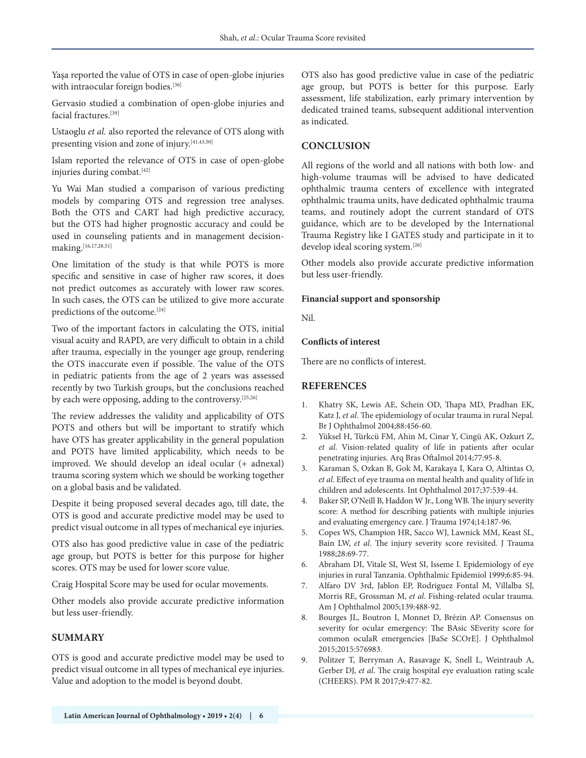Yaşa reported the value of OTS in case of open-globe injuries with intraocular foreign bodies.[36]

Gervasio studied a combination of open-globe injuries and facial fractures.[39]

Ustaoglu *et al.* also reported the relevance of OTS along with presenting vision and zone of injury.[41,43,50]

Islam reported the relevance of OTS in case of open-globe injuries during combat.[42]

Yu Wai Man studied a comparison of various predicting models by comparing OTS and regression tree analyses. Both the OTS and CART had high predictive accuracy, but the OTS had higher prognostic accuracy and could be used in counseling patients and in management decision-making.[16,17,28,51]

One limitation of the study is that while POTS is more specific and sensitive in case of higher raw scores, it does not predict outcomes as accurately with lower raw scores. In such cases, the OTS can be utilized to give more accurate predictions of the outcome.[24]

Two of the important factors in calculating the OTS, initial visual acuity and RAPD, are very difficult to obtain in a child after trauma, especially in the younger age group, rendering the OTS inaccurate even if possible. The value of the OTS in pediatric patients from the age of 2 years was assessed recently by two Turkish groups, but the conclusions reached by each were opposing, adding to the controversy.[25,26]

The review addresses the validity and applicability of OTS POTS and others but will be important to stratify which have OTS has greater applicability in the general population and POTS have limited applicability, which needs to be improved. We should develop an ideal ocular (+ adnexal) trauma scoring system which we should be working together on a global basis and be validated.

Despite it being proposed several decades ago, till date, the OTS is good and accurate predictive model may be used to predict visual outcome in all types of mechanical eye injuries.

OTS also has good predictive value in case of the pediatric age group, but POTS is better for this purpose for higher scores. OTS may be used for lower score value.

Craig Hospital Score may be used for ocular movements.

Other models also provide accurate predictive information but less user-friendly.

## SUMMARY

OTS is good and accurate predictive model may be used to predict visual outcome in all types of mechanical eye injuries. Value and adoption to the model is beyond doubt.

OTS also has good predictive value in case of the pediatric age group, but POTS is better for this purpose. Early assessment, life stabilization, early primary intervention by dedicated trained teams, subsequent additional intervention as indicated.

## CONCLUSION

All regions of the world and all nations with both low- and high-volume traumas will be advised to have dedicated ophthalmic trauma centers of excellence with integrated ophthalmic trauma units, have dedicated ophthalmic trauma teams, and routinely adopt the current standard of OTS guidance, which are to be developed by the International Trauma Registry like I GATES study and participate in it to develop ideal scoring system.[26]

Other models also provide accurate predictive information but less user-friendly.

### Financial support and sponsorship

Nil.

### Conflicts of interest

There are no conflicts of interest.

## REFERENCES

1. Khatry SK, Lewis AE, Schein OD, Thapa MD, Pradhan EK, Katz J, *et al*. The epidemiology of ocular trauma in rural Nepal. Br J Ophthalmol 2004;88:456-60.
2. Yüksel H, Türkcü FM, Ahin M, Cinar Y, Cingü AK, Ozkurt Z, *et al*. Vision-related quality of life in patients after ocular penetrating injuries. Arq Bras Oftalmol 2014;77:95-8.
3. Karaman S, Ozkan B, Gok M, Karakaya I, Kara O, Altintas O, *et al*. Effect of eye trauma on mental health and quality of life in children and adolescents. Int Ophthalmol 2017;37:539-44.
4. Baker SP, O'Neill B, Haddon W Jr., Long WB. The injury severity score: A method for describing patients with multiple injuries and evaluating emergency care. J Trauma 1974;14:187-96.
5. Copes WS, Champion HR, Sacco WJ, Lawnick MM, Keast SL, Bain LW, *et al*. The injury severity score revisited. J Trauma 1988;28:69-77.
6. Abraham DI, Vitale SI, West SI, Isseme I. Epidemiology of eye injuries in rural Tanzania. Ophthalmic Epidemiol 1999;6:85-94.
7. Alfaro DV 3rd, Jablon EP, Rodriguez Fontal M, Villalba SJ, Morris RE, Grossman M, *et al*. Fishing-related ocular trauma. Am J Ophthalmol 2005;139:488-92.
8. Bourges JL, Boutron I, Monnet D, Brézin AP. Consensus on severity for ocular emergency: The BAsic SEverity score for common oculaR emergencies [BaSe SCOrE]. J Ophthalmol 2015;2015:576983.
9. Politzer T, Berryman A, Rasavage K, Snell L, Weintraub A, Gerber DJ, *et al*. The craig hospital eye evaluation rating scale (CHEERS). PM R 2017;9:477-82.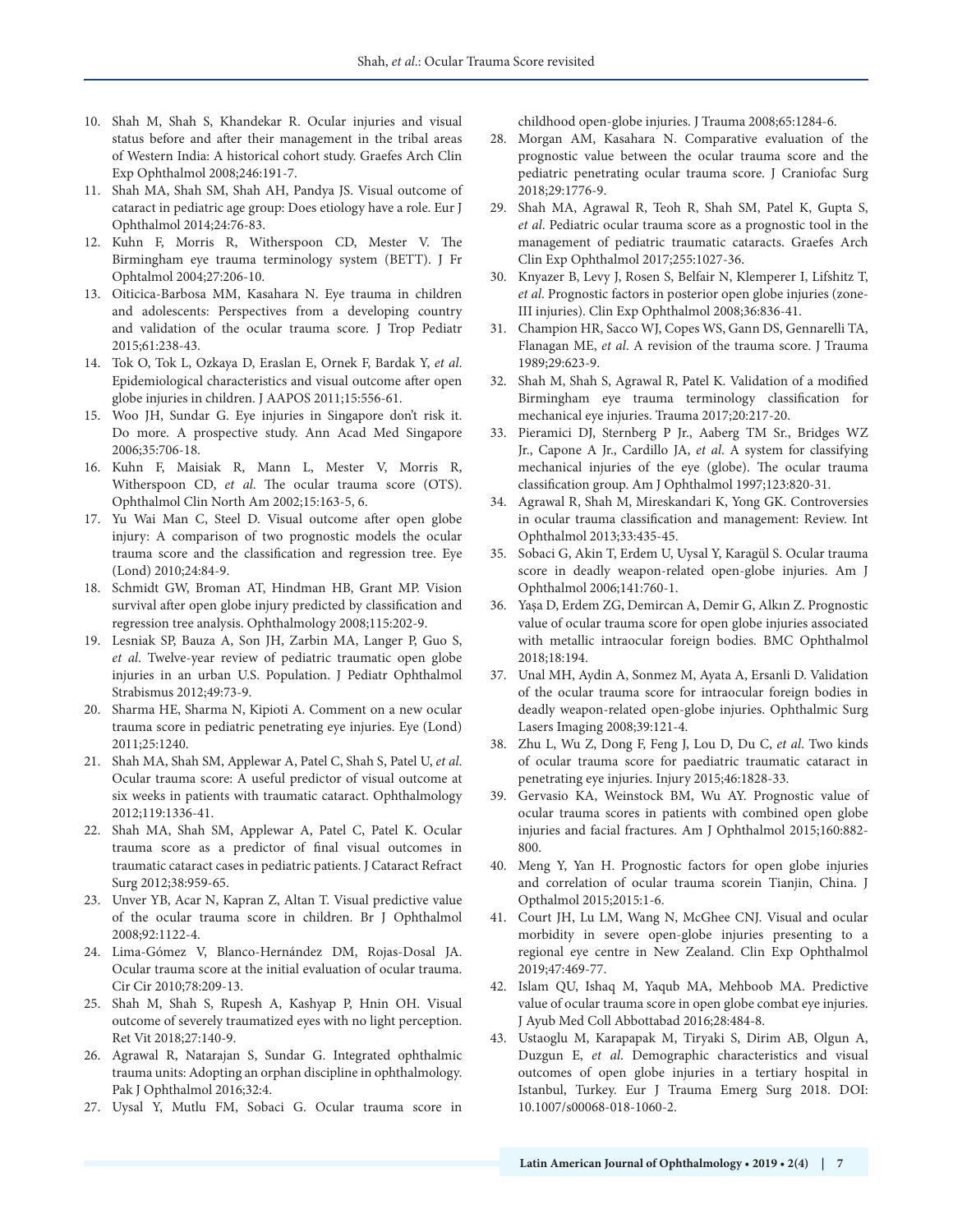10. Shah M, Shah S, Khandekar R. Ocular injuries and visual status before and after their management in the tribal areas of Western India: A historical cohort study. Graefes Arch Clin Exp Ophthalmol 2008;246:191-7.
11. Shah MA, Shah SM, Shah AH, Pandya JS. Visual outcome of cataract in pediatric age group: Does etiology have a role. Eur J Ophthalmol 2014;24:76-83.
12. Kuhn F, Morris R, Witherspoon CD, Mester V. The Birmingham eye trauma terminology system (BETT). J Fr Ophtalmol 2004;27:206-10.
13. Oiticica-Barbosa MM, Kasahara N. Eye trauma in children and adolescents: Perspectives from a developing country and validation of the ocular trauma score. J Trop Pediatr 2015;61:238-43.
14. Tok O, Tok L, Ozkaya D, Eraslan E, Ornek F, Bardak Y, *et al*. Epidemiological characteristics and visual outcome after open globe injuries in children. J AAPOS 2011;15:556-61.
15. Woo JH, Sundar G. Eye injuries in Singapore don't risk it. Do more. A prospective study. Ann Acad Med Singapore 2006;35:706-18.
16. Kuhn F, Maisiak R, Mann L, Mester V, Morris R, Witherspoon CD, *et al*. The ocular trauma score (OTS). Ophthalmol Clin North Am 2002;15:163-5, 6.
17. Yu Wai Man C, Steel D. Visual outcome after open globe injury: A comparison of two prognostic models the ocular trauma score and the classification and regression tree. Eye (Lond) 2010;24:84-9.
18. Schmidt GW, Broman AT, Hindman HB, Grant MP. Vision survival after open globe injury predicted by classification and regression tree analysis. Ophthalmology 2008;115:202-9.
19. Lesniak SP, Bauza A, Son JH, Zarbin MA, Langer P, Guo S, *et al*. Twelve-year review of pediatric traumatic open globe injuries in an urban U.S. Population. J Pediatr Ophthalmol Strabismus 2012;49:73-9.
20. Sharma HE, Sharma N, Kipioti A. Comment on a new ocular trauma score in pediatric penetrating eye injuries. Eye (Lond) 2011;25:1240.
21. Shah MA, Shah SM, Applewar A, Patel C, Shah S, Patel U, *et al*. Ocular trauma score: A useful predictor of visual outcome at six weeks in patients with traumatic cataract. Ophthalmology 2012;119:1336-41.
22. Shah MA, Shah SM, Applewar A, Patel C, Patel K. Ocular trauma score as a predictor of final visual outcomes in traumatic cataract cases in pediatric patients. J Cataract Refract Surg 2012;38:959-65.
23. Unver YB, Acar N, Kapran Z, Altan T. Visual predictive value of the ocular trauma score in children. Br J Ophthalmol 2008;92:1122-4.
24. Lima-Gómez V, Blanco-Hernández DM, Rojas-Dosal JA. Ocular trauma score at the initial evaluation of ocular trauma. Cir Cir 2010;78:209-13.
25. Shah M, Shah S, Rupesh A, Kashyap P, Hnin OH. Visual outcome of severely traumatized eyes with no light perception. Ret Vit 2018;27:140-9.
26. Agrawal R, Natarajan S, Sundar G. Integrated ophthalmic trauma units: Adopting an orphan discipline in ophthalmology. Pak J Ophthalmol 2016;32:4.
27. Uysal Y, Mutlu FM, Sobaci G. Ocular trauma score in childhood open-globe injuries. J Trauma 2008;65:1284-6.
28. Morgan AM, Kasahara N. Comparative evaluation of the prognostic value between the ocular trauma score and the pediatric penetrating ocular trauma score. J Craniofac Surg 2018;29:1776-9.
29. Shah MA, Agrawal R, Teoh R, Shah SM, Patel K, Gupta S, *et al*. Pediatric ocular trauma score as a prognostic tool in the management of pediatric traumatic cataracts. Graefes Arch Clin Exp Ophthalmol 2017;255:1027-36.
30. Knyazer B, Levy J, Rosen S, Belfair N, Klemperer I, Lifshitz T, *et al*. Prognostic factors in posterior open globe injuries (zone-III injuries). Clin Exp Ophthalmol 2008;36:836-41.
31. Champion HR, Sacco WJ, Copes WS, Gann DS, Gennarelli TA, Flanagan ME, *et al*. A revision of the trauma score. J Trauma 1989;29:623-9.
32. Shah M, Shah S, Agrawal R, Patel K. Validation of a modified Birmingham eye trauma terminology classification for mechanical eye injuries. Trauma 2017;20:217-20.
33. Pieramici DJ, Sternberg P Jr., Aaberg TM Sr., Bridges WZ Jr., Capone A Jr., Cardillo JA, *et al*. A system for classifying mechanical injuries of the eye (globe). The ocular trauma classification group. Am J Ophthalmol 1997;123:820-31.
34. Agrawal R, Shah M, Mireskandari K, Yong GK. Controversies in ocular trauma classification and management: Review. Int Ophthalmol 2013;33:435-45.
35. Sobaci G, Akin T, Erdem U, Uysal Y, Karagül S. Ocular trauma score in deadly weapon-related open-globe injuries. Am J Ophthalmol 2006;141:760-1.
36. Yaşa D, Erdem ZG, Demircan A, Demir G, Alkın Z. Prognostic value of ocular trauma score for open globe injuries associated with metallic intraocular foreign bodies. BMC Ophthalmol 2018;18:194.
37. Unal MH, Aydin A, Sonmez M, Ayata A, Ersanli D. Validation of the ocular trauma score for intraocular foreign bodies in deadly weapon-related open-globe injuries. Ophthalmic Surg Lasers Imaging 2008;39:121-4.
38. Zhu L, Wu Z, Dong F, Feng J, Lou D, Du C, *et al*. Two kinds of ocular trauma score for paediatric traumatic cataract in penetrating eye injuries. Injury 2015;46:1828-33.
39. Gervasio KA, Weinstock BM, Wu AY. Prognostic value of ocular trauma scores in patients with combined open globe injuries and facial fractures. Am J Ophthalmol 2015;160:882-800.
40. Meng Y, Yan H. Prognostic factors for open globe injuries and correlation of ocular trauma scorein Tianjin, China. J Opthalmol 2015;2015:1-6.
41. Court JH, Lu LM, Wang N, McGhee CNJ. Visual and ocular morbidity in severe open-globe injuries presenting to a regional eye centre in New Zealand. Clin Exp Ophthalmol 2019;47:469-77.
42. Islam QU, Ishaq M, Yaqub MA, Mehboob MA. Predictive value of ocular trauma score in open globe combat eye injuries. J Ayub Med Coll Abbottabad 2016;28:484-8.
43. Ustaoglu M, Karapapak M, Tiryaki S, Dirim AB, Olgun A, Duzgun E, *et al*. Demographic characteristics and visual outcomes of open globe injuries in a tertiary hospital in Istanbul, Turkey. Eur J Trauma Emerg Surg 2018. DOI: 10.1007/s00068-018-1060-2.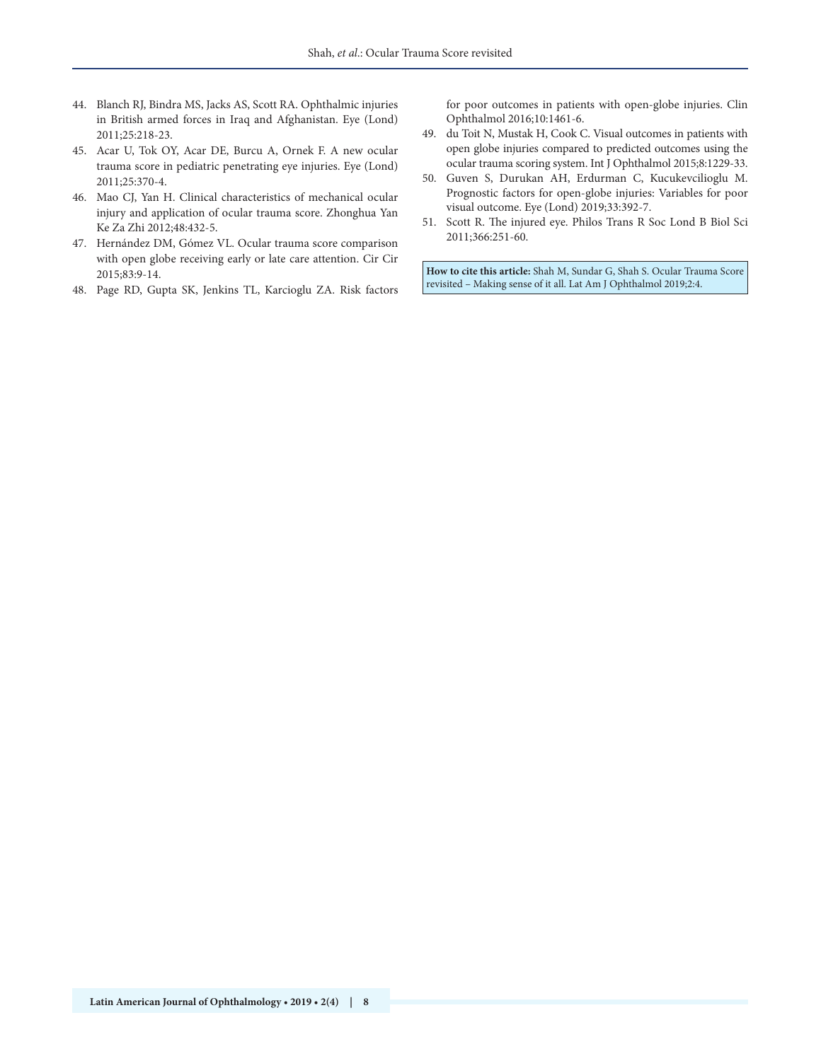44. Blanch RJ, Bindra MS, Jacks AS, Scott RA. Ophthalmic injuries in British armed forces in Iraq and Afghanistan. Eye (Lond) 2011;25:218-23.
45. Acar U, Tok OY, Acar DE, Burcu A, Ornek F. A new ocular trauma score in pediatric penetrating eye injuries. Eye (Lond) 2011;25:370-4.
46. Mao CJ, Yan H. Clinical characteristics of mechanical ocular injury and application of ocular trauma score. Zhonghua Yan Ke Za Zhi 2012;48:432-5.
47. Hernández DM, Gómez VL. Ocular trauma score comparison with open globe receiving early or late care attention. Cir Cir 2015;83:9-14.
48. Page RD, Gupta SK, Jenkins TL, Karcioglu ZA. Risk factors for poor outcomes in patients with open-globe injuries. Clin Ophthalmol 2016;10:1461-6.
49. du Toit N, Mustak H, Cook C. Visual outcomes in patients with open globe injuries compared to predicted outcomes using the ocular trauma scoring system. Int J Ophthalmol 2015;8:1229-33.
50. Guven S, Durukan AH, Erdurman C, Kucukevcilioglu M. Prognostic factors for open-globe injuries: Variables for poor visual outcome. Eye (Lond) 2019;33:392-7.
51. Scott R. The injured eye. Philos Trans R Soc Lond B Biol Sci 2011;366:251-60.

**How to cite this article:** Shah M, Sundar G, Shah S. Ocular Trauma Score revisited – Making sense of it all. Lat Am J Ophthalmol 2019;2:4.